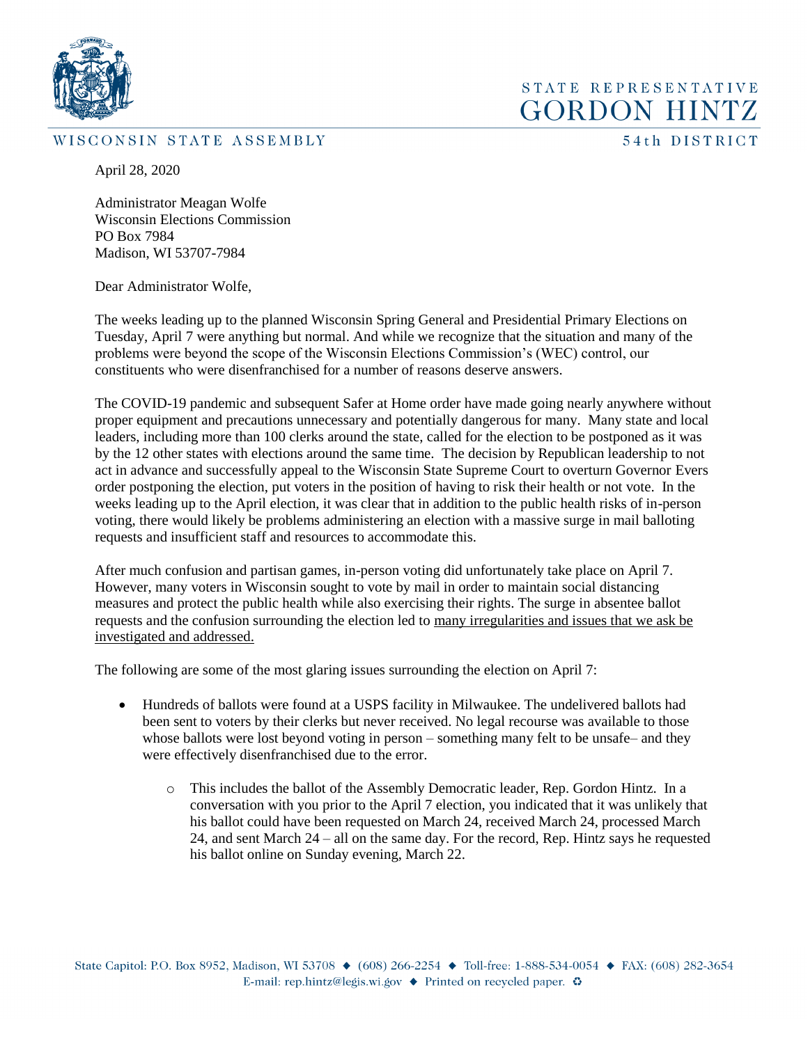STATE REPRESENTATIVE
GORDON HINTZ

WISCONSIN STATE ASSEMBLY

54th DISTRICT

April 28, 2020

Administrator Meagan Wolfe
Wisconsin Elections Commission
PO Box 7984
Madison, WI 53707-7984

Dear Administrator Wolfe,

The weeks leading up to the planned Wisconsin Spring General and Presidential Primary Elections on Tuesday, April 7 were anything but normal. And while we recognize that the situation and many of the problems were beyond the scope of the Wisconsin Elections Commission's (WEC) control, our constituents who were disenfranchised for a number of reasons deserve answers.

The COVID-19 pandemic and subsequent Safer at Home order have made going nearly anywhere without proper equipment and precautions unnecessary and potentially dangerous for many. Many state and local leaders, including more than 100 clerks around the state, called for the election to be postponed as it was by the 12 other states with elections around the same time. The decision by Republican leadership to not act in advance and successfully appeal to the Wisconsin State Supreme Court to overturn Governor Evers order postponing the election, put voters in the position of having to risk their health or not vote. In the weeks leading up to the April election, it was clear that in addition to the public health risks of in-person voting, there would likely be problems administering an election with a massive surge in mail balloting requests and insufficient staff and resources to accommodate this.

After much confusion and partisan games, in-person voting did unfortunately take place on April 7. However, many voters in Wisconsin sought to vote by mail in order to maintain social distancing measures and protect the public health while also exercising their rights. The surge in absentee ballot requests and the confusion surrounding the election led to <u>many irregularities and issues that we ask be investigated and addressed.</u>

The following are some of the most glaring issues surrounding the election on April 7:

- Hundreds of ballots were found at a USPS facility in Milwaukee. The undelivered ballots had been sent to voters by their clerks but never received. No legal recourse was available to those whose ballots were lost beyond voting in person – something many felt to be unsafe– and they were effectively disenfranchised due to the error.
    - This includes the ballot of the Assembly Democratic leader, Rep. Gordon Hintz. In a conversation with you prior to the April 7 election, you indicated that it was unlikely that his ballot could have been requested on March 24, received March 24, processed March 24, and sent March 24 – all on the same day. For the record, Rep. Hintz says he requested his ballot online on Sunday evening, March 22.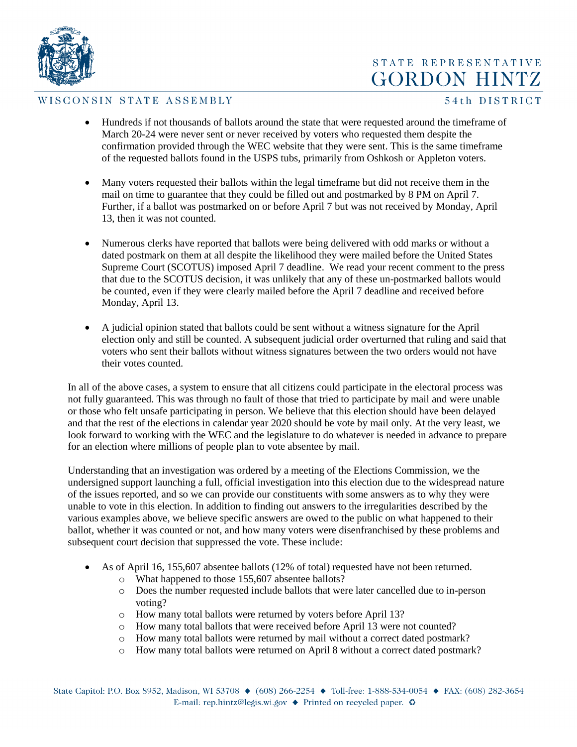- Hundreds if not thousands of ballots around the state that were requested around the timeframe of March 20-24 were never sent or never received by voters who requested them despite the confirmation provided through the WEC website that they were sent. This is the same timeframe of the requested ballots found in the USPS tubs, primarily from Oshkosh or Appleton voters.

- Many voters requested their ballots within the legal timeframe but did not receive them in the mail on time to guarantee that they could be filled out and postmarked by 8 PM on April 7. Further, if a ballot was postmarked on or before April 7 but was not received by Monday, April 13, then it was not counted.

- Numerous clerks have reported that ballots were being delivered with odd marks or without a dated postmark on them at all despite the likelihood they were mailed before the United States Supreme Court (SCOTUS) imposed April 7 deadline. We read your recent comment to the press that due to the SCOTUS decision, it was unlikely that any of these un-postmarked ballots would be counted, even if they were clearly mailed before the April 7 deadline and received before Monday, April 13.

- A judicial opinion stated that ballots could be sent without a witness signature for the April election only and still be counted. A subsequent judicial order overturned that ruling and said that voters who sent their ballots without witness signatures between the two orders would not have their votes counted.

In all of the above cases, a system to ensure that all citizens could participate in the electoral process was not fully guaranteed. This was through no fault of those that tried to participate by mail and were unable or those who felt unsafe participating in person. We believe that this election should have been delayed and that the rest of the elections in calendar year 2020 should be vote by mail only. At the very least, we look forward to working with the WEC and the legislature to do whatever is needed in advance to prepare for an election where millions of people plan to vote absentee by mail.

Understanding that an investigation was ordered by a meeting of the Elections Commission, we the undersigned support launching a full, official investigation into this election due to the widespread nature of the issues reported, and so we can provide our constituents with some answers as to why they were unable to vote in this election. In addition to finding out answers to the irregularities described by the various examples above, we believe specific answers are owed to the public on what happened to their ballot, whether it was counted or not, and how many voters were disenfranchised by these problems and subsequent court decision that suppressed the vote. These include:

- As of April 16, 155,607 absentee ballots (12% of total) requested have not been returned.
  - What happened to those 155,607 absentee ballots?
  - Does the number requested include ballots that were later cancelled due to in-person voting?
  - How many total ballots were returned by voters before April 13?
  - How many total ballots that were received before April 13 were not counted?
  - How many total ballots were returned by mail without a correct dated postmark?
  - How many total ballots were returned on April 8 without a correct dated postmark?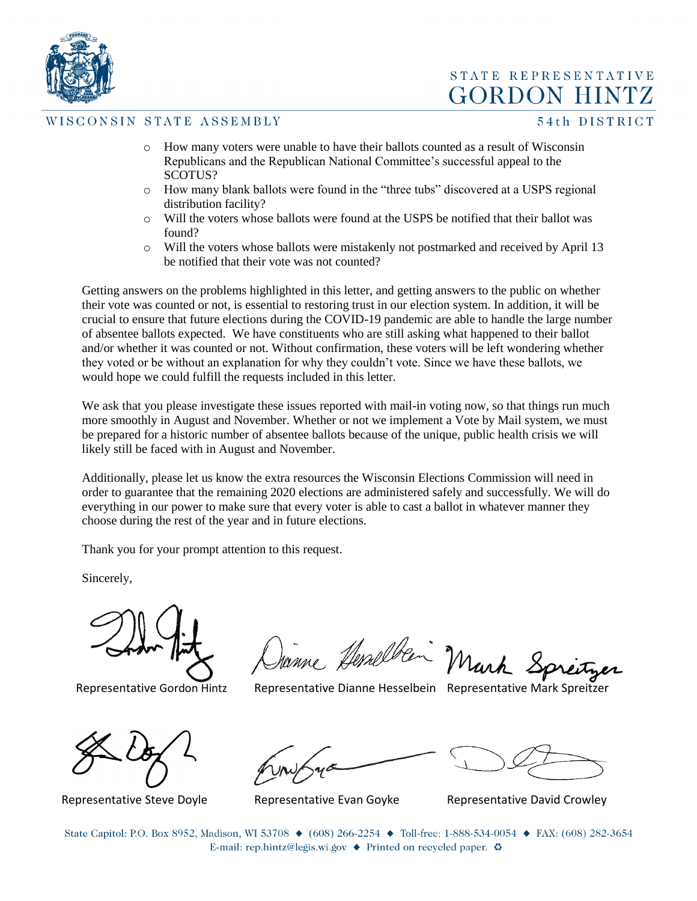- How many voters were unable to have their ballots counted as a result of Wisconsin Republicans and the Republican National Committee's successful appeal to the SCOTUS?
- How many blank ballots were found in the "three tubs" discovered at a USPS regional distribution facility?
- Will the voters whose ballots were found at the USPS be notified that their ballot was found?
- Will the voters whose ballots were mistakenly not postmarked and received by April 13 be notified that their vote was not counted?

Getting answers on the problems highlighted in this letter, and getting answers to the public on whether their vote was counted or not, is essential to restoring trust in our election system. In addition, it will be crucial to ensure that future elections during the COVID-19 pandemic are able to handle the large number of absentee ballots expected. We have constituents who are still asking what happened to their ballot and/or whether it was counted or not. Without confirmation, these voters will be left wondering whether they voted or be without an explanation for why they couldn't vote. Since we have these ballots, we would hope we could fulfill the requests included in this letter.

We ask that you please investigate these issues reported with mail-in voting now, so that things run much more smoothly in August and November. Whether or not we implement a Vote by Mail system, we must be prepared for a historic number of absentee ballots because of the unique, public health crisis we will likely still be faced with in August and November.

Additionally, please let us know the extra resources the Wisconsin Elections Commission will need in order to guarantee that the remaining 2020 elections are administered safely and successfully. We will do everything in our power to make sure that every voter is able to cast a ballot in whatever manner they choose during the rest of the year and in future elections.

Thank you for your prompt attention to this request.

Sincerely,

Representative Gordon Hintz

Representative Dianne Hesselbein

Representative Mark Spreitzer

Representative Steve Doyle

Representative Evan Goyke

Representative David Crowley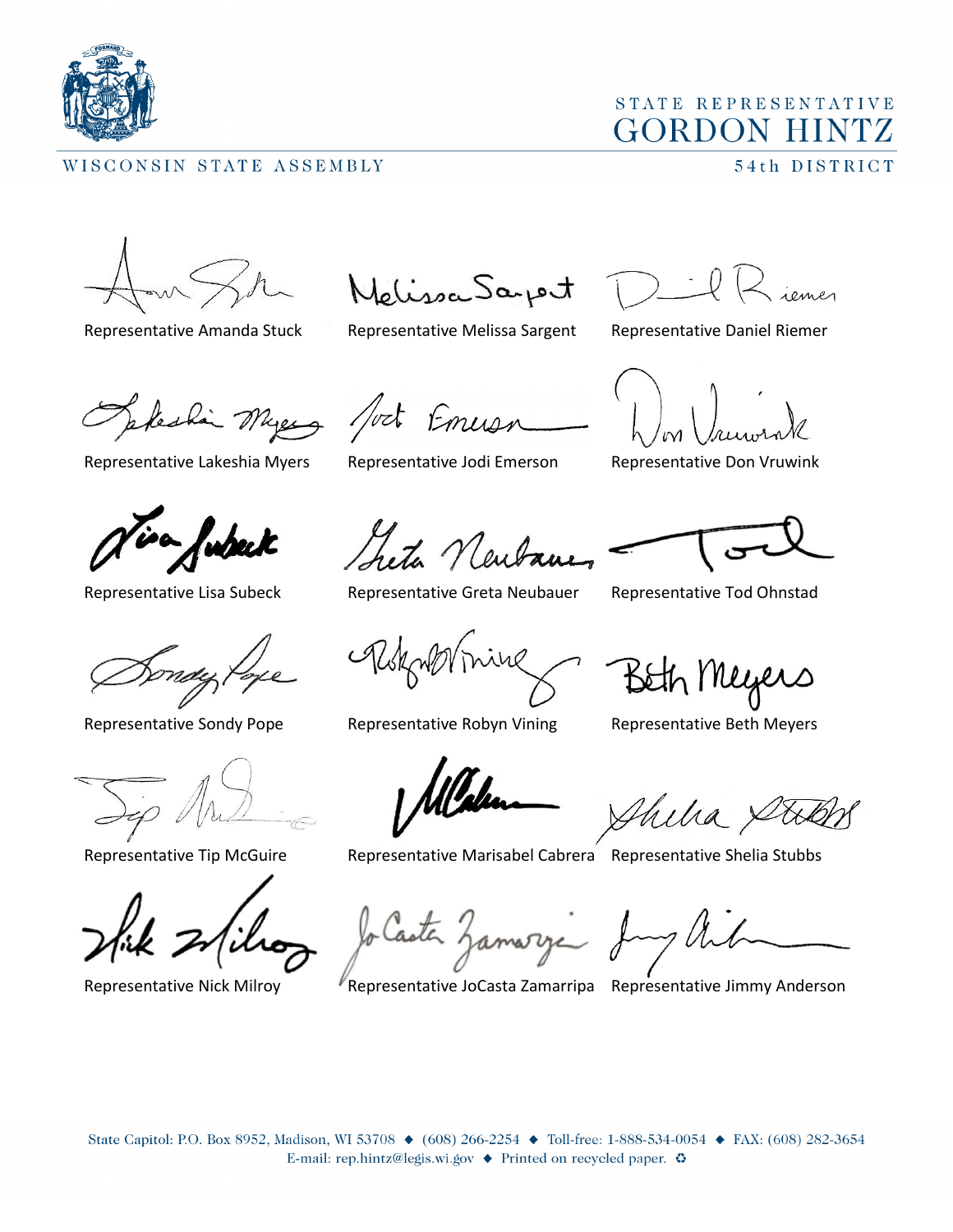STATE REPRESENTATIVE
GORDON HINTZ

WISCONSIN STATE ASSEMBLY

54th DISTRICT

| | | |
|---|---|---|
| Representative Amanda Stuck | Representative Melissa Sargent | Representative Daniel Riemer |
| Representative Lakeshia Myers | Representative Jodi Emerson | Representative Don Vruwink |
| Representative Lisa Subeck | Representative Greta Neubauer | Representative Tod Ohnstad |
| Representative Sondy Pope | Representative Robyn Vining | Representative Beth Meyers |
| Representative Tip McGuire | Representative Marisabel Cabrera | Representative Shelia Stubbs |
| Representative Nick Milroy | Representative JoCasta Zamarripa | Representative Jimmy Anderson |

State Capitol: P.O. Box 8952, Madison, WI 53708 ◆ (608) 266-2254 ◆ Toll-free: 1-888-534-0054 ◆ FAX: (608) 282-3654
E-mail: rep.hintz@legis.wi.gov ◆ Printed on recycled paper. ♻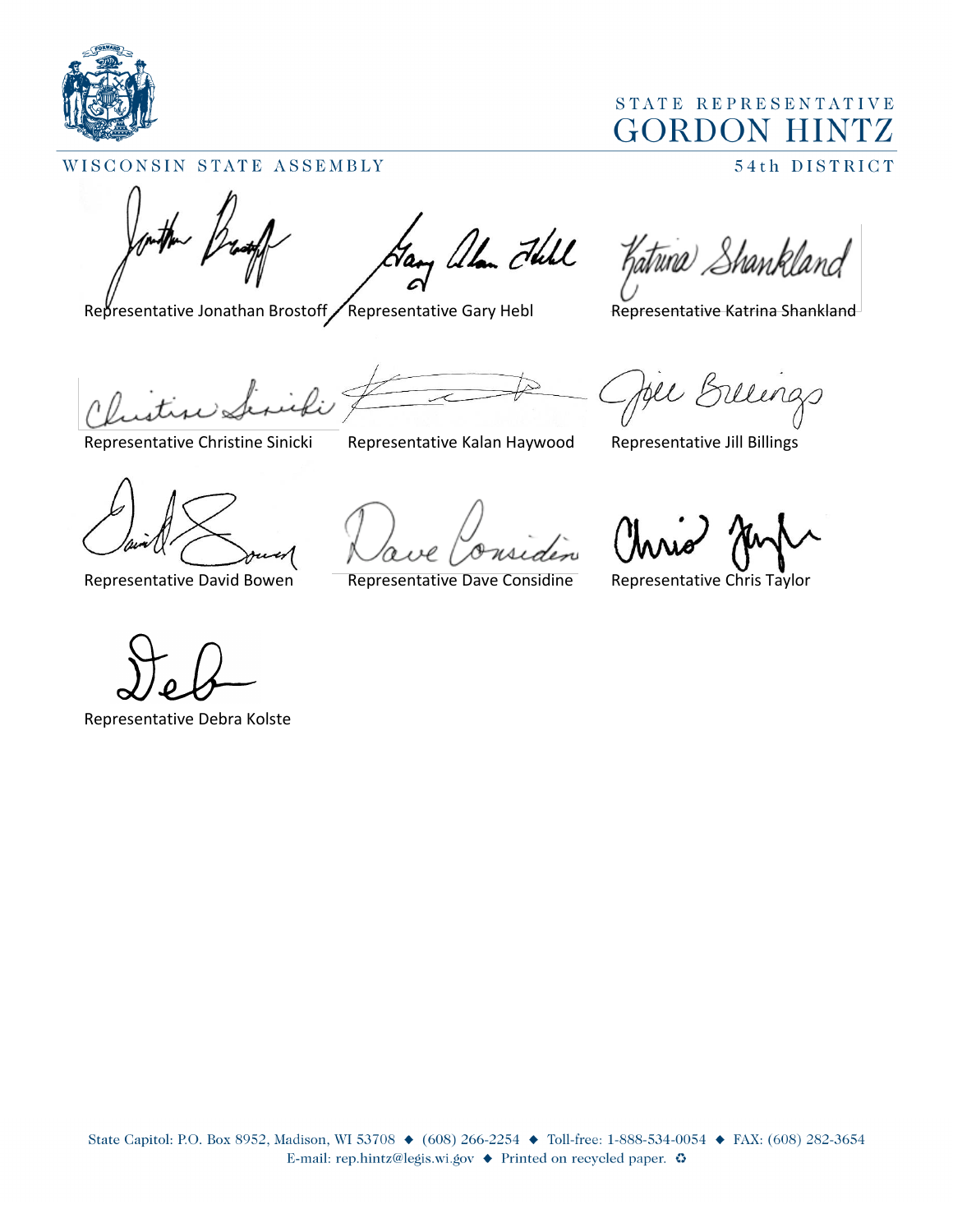STATE REPRESENTATIVE
GORDON HINTZ

WISCONSIN STATE ASSEMBLY

54th DISTRICT

Representative Jonathan Brostoff

Representative Gary Hebl

Representative Katrina Shankland

Representative Christine Sinicki

Representative Kalan Haywood

Representative Jill Billings

Representative David Bowen

Representative Dave Considine

Representative Chris Taylor

Representative Debra Kolste

State Capitol: P.O. Box 8952, Madison, WI 53708 ◆ (608) 266-2254 ◆ Toll-free: 1-888-534-0054 ◆ FAX: (608) 282-3654
E-mail: rep.hintz@legis.wi.gov ◆ Printed on recycled paper. ♻